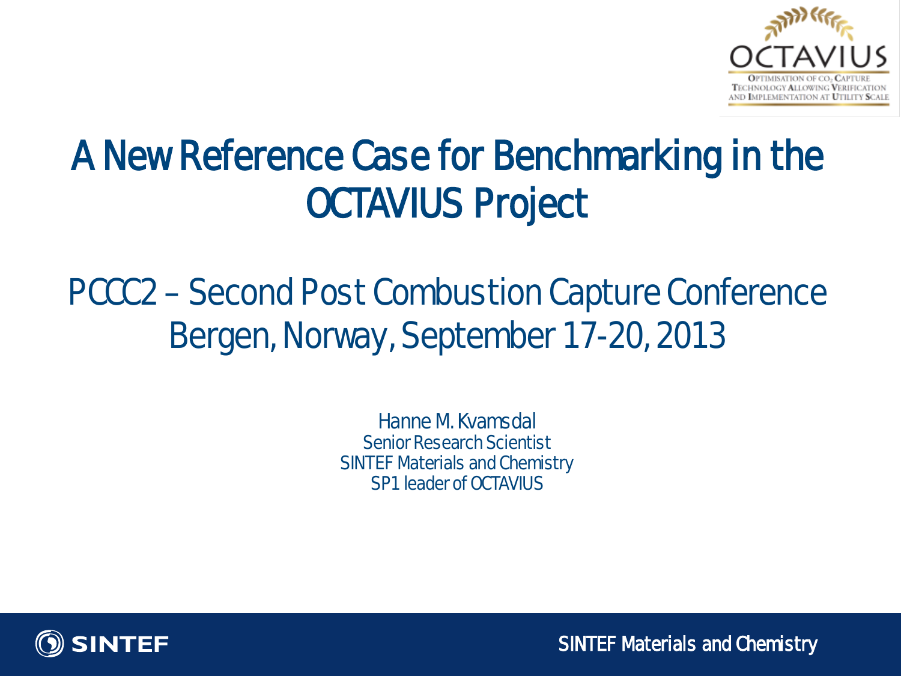# A New Reference Case for Benchmarking in the OCTAVIUS Project

## PCCC2 – Second Post Combustion Capture Conference
## Bergen, Norway, September 17-20, 2013

Hanne M. Kvamsdal
Senior Research Scientist
SINTEF Materials and Chemistry
SP1 leader of OCTAVIUS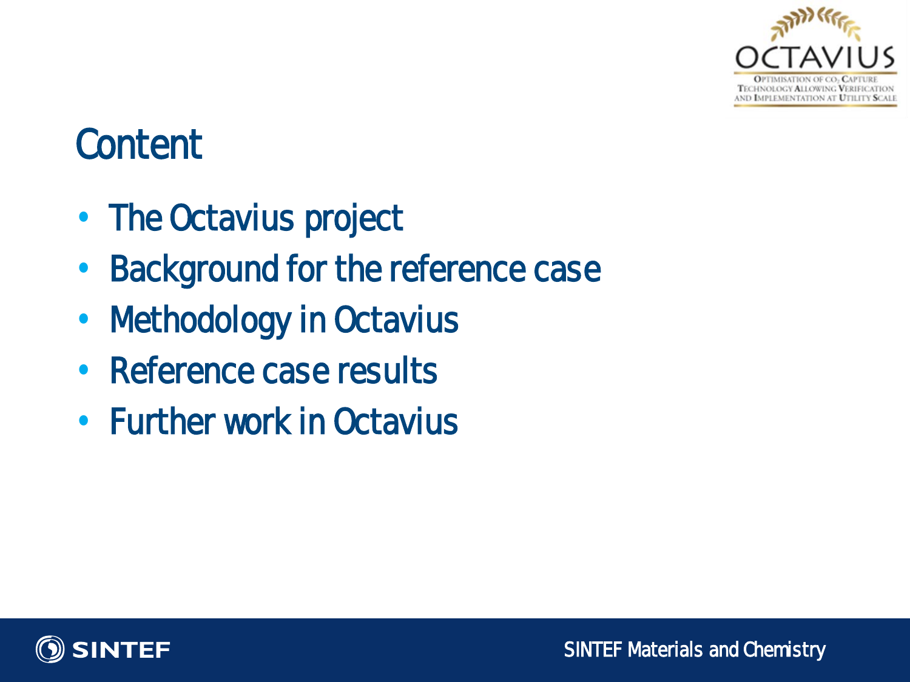# Content

- The Octavius project
- Background for the reference case
- Methodology in Octavius
- Reference case results
- Further work in Octavius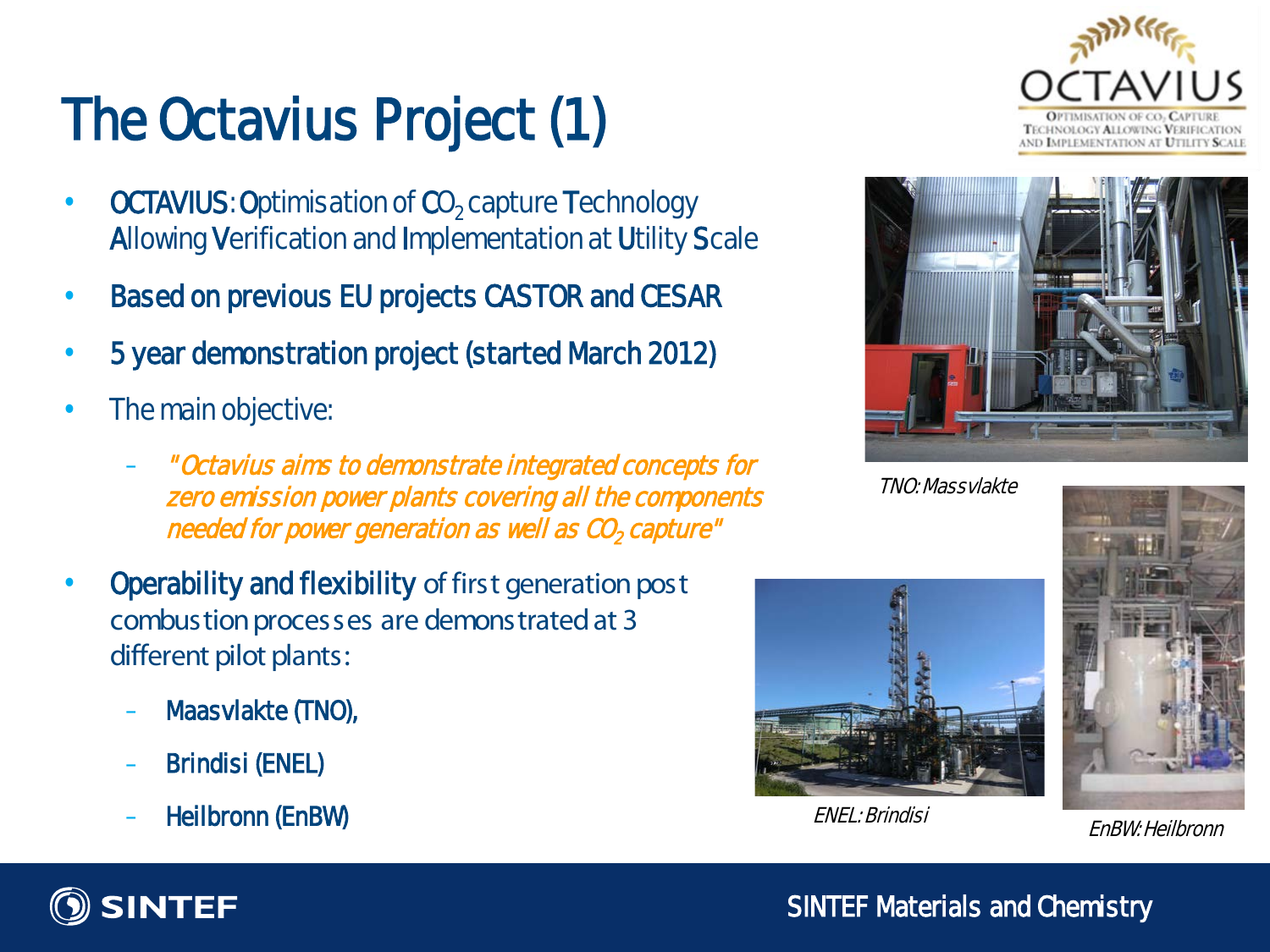# The Octavius Project (1)

- **OCTAVIUS**: **O**ptimisation of $CO_2$ capture **T**echnology **A**llowing **V**erification and **I**mplementation at **U**tility **S**cale
- Based on previous EU projects CASTOR and CESAR
- 5 year demonstration project (started March 2012)
- The main objective:
  - *"Octavius aims to demonstrate integrated concepts for zero emission power plants covering all the components needed for power generation as well as $CO_2$ capture"*
- **Operability and flexibility** of first generation post combustion processes are demonstrated at 3 different pilot plants:
  - Maasvlakte (TNO),
  - Brindisi (ENEL)
  - Heilbronn (EnBW)

*TNO: Massvlakte*

*ENEL: Brindisi*

*EnBW: Heilbronn*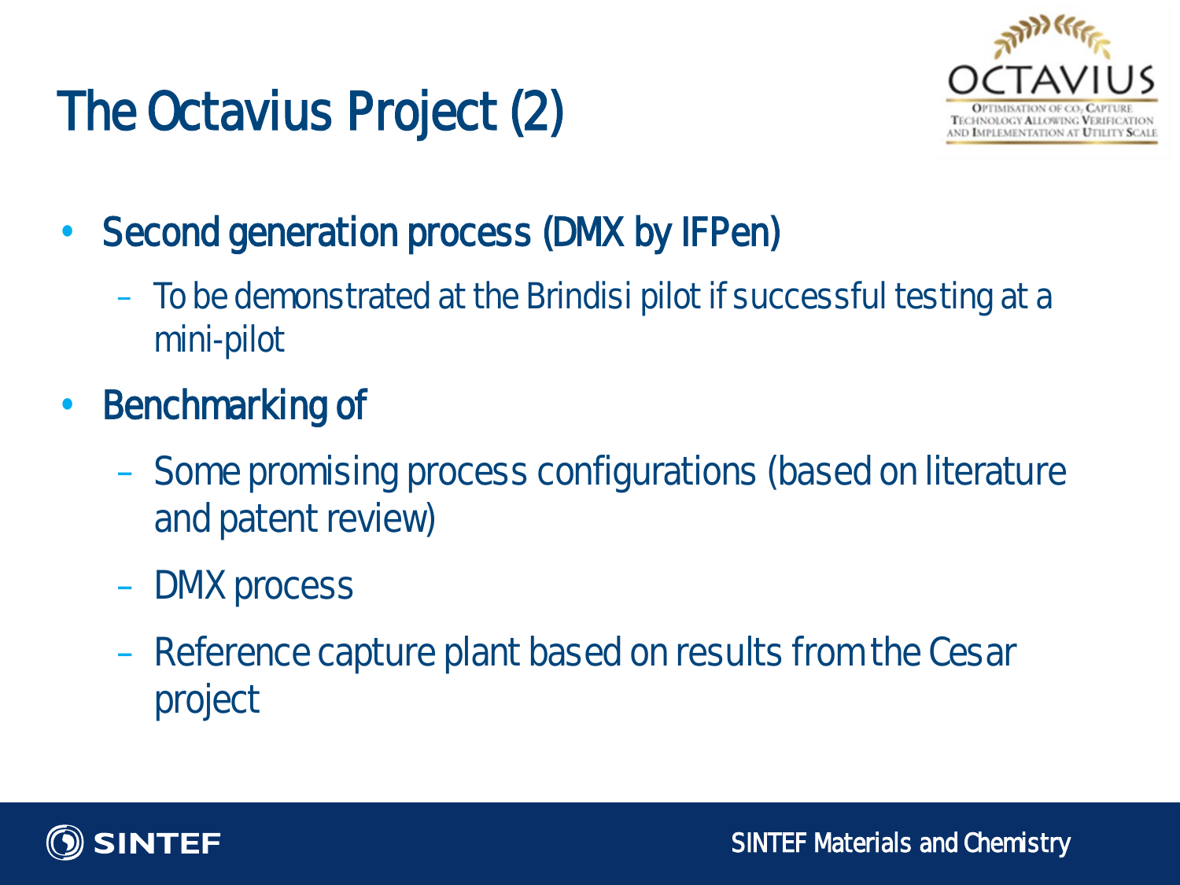# The Octavius Project (2)

- Second generation process (DMX by IFPen)
  - To be demonstrated at the Brindisi pilot if successful testing at a mini-pilot
- Benchmarking of
  - Some promising process configurations (based on literature and patent review)
  - DMX process
  - Reference capture plant based on results from the Cesar project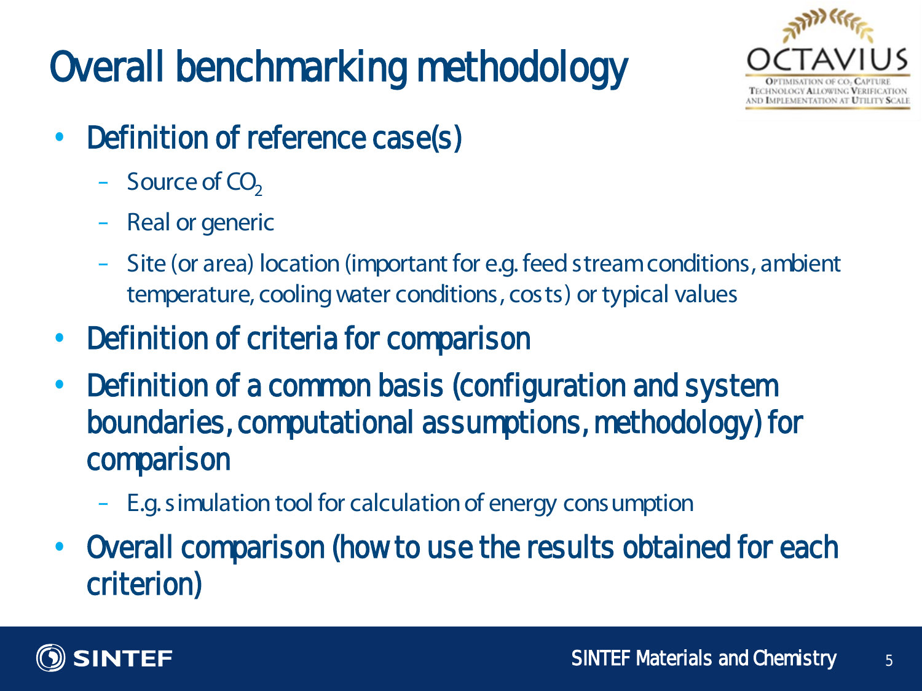# Overall benchmarking methodology

- Definition of reference case(s)
  - Source of $CO_2$
  - Real or generic
  - Site (or area) location (important for e.g. feed stream conditions, ambient temperature, cooling water conditions, costs) or typical values
- Definition of criteria for comparison
- Definition of a common basis (configuration and system boundaries, computational assumptions, methodology) for comparison
  - E.g. simulation tool for calculation of energy consumption
- Overall comparison (how to use the results obtained for each criterion)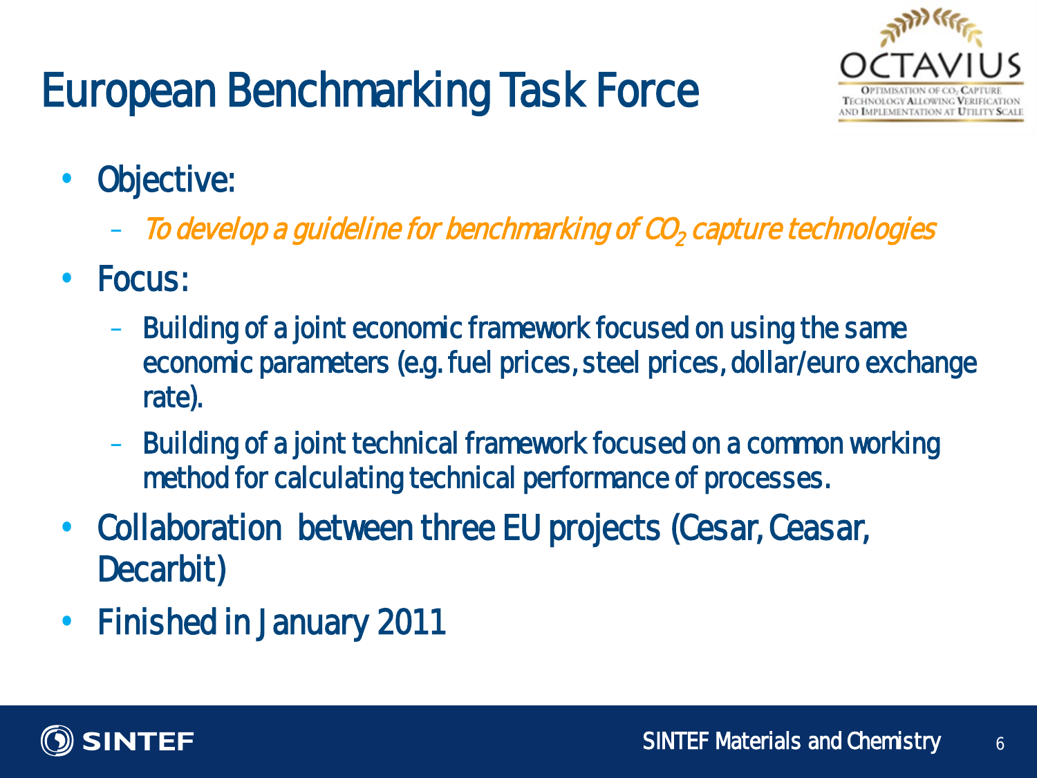# European Benchmarking Task Force

- Objective:
  - *To develop a guideline for benchmarking of $CO_2$ capture technologies*
- Focus:
  - Building of a joint economic framework focused on using the same economic parameters (e.g. fuel prices, steel prices, dollar/euro exchange rate).
  - Building of a joint technical framework focused on a common working method for calculating technical performance of processes.
- Collaboration between three EU projects (Cesar, Ceasar, Decarbit)
- Finished in January 2011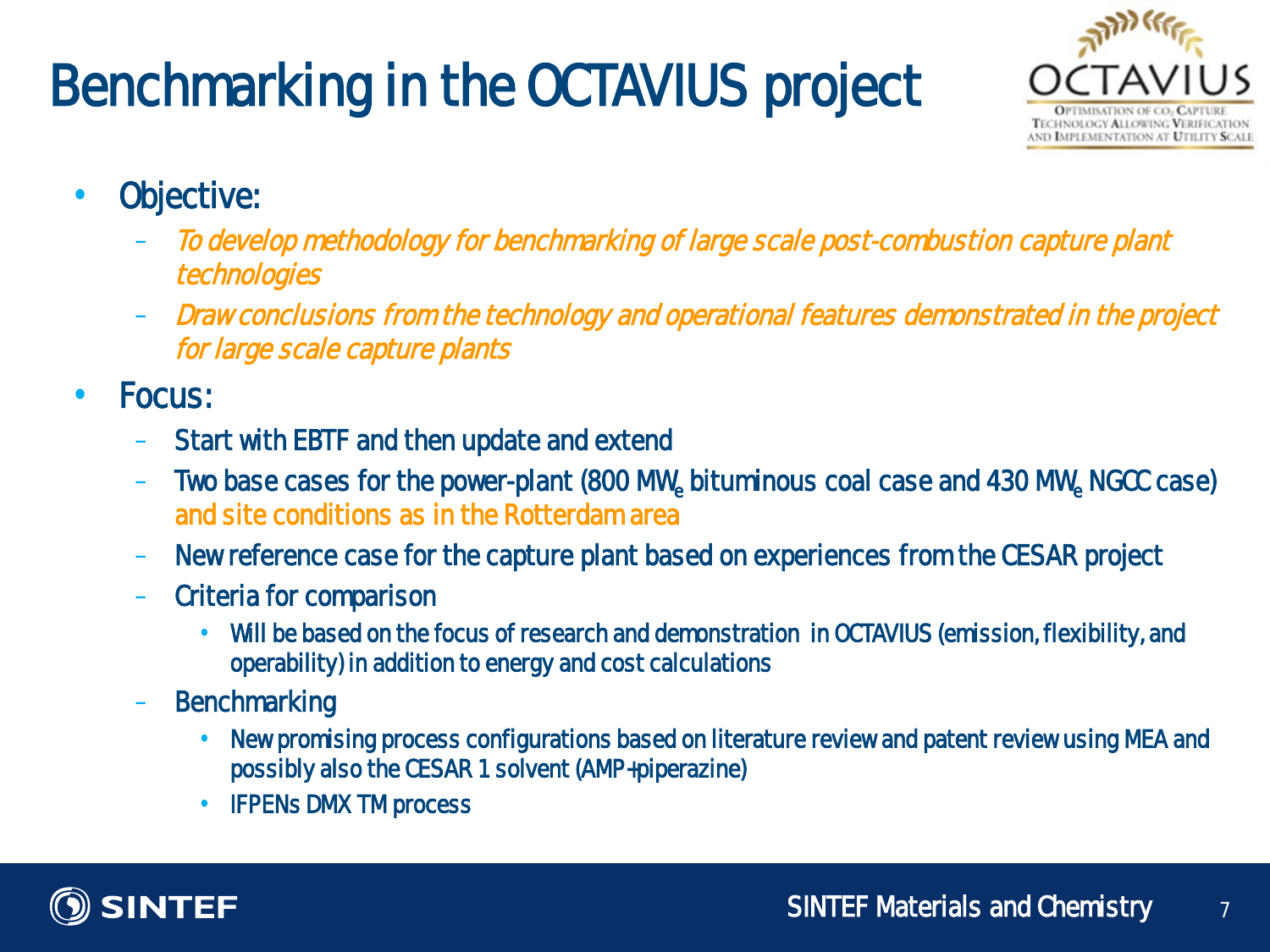# Benchmarking in the OCTAVIUS project

- Objective:
  - *To develop methodology for benchmarking of large scale post-combustion capture plant technologies*
  - *Draw conclusions from the technology and operational features demonstrated in the project for large scale capture plants*
- Focus:
  - Start with EBTF and then update and extend
  - Two base cases for the power-plant (800 $MW_e$ bituminous coal case and 430 $MW_e$ NGCC case) and site conditions as in the Rotterdam area
  - New reference case for the capture plant based on experiences from the CESAR project
  - Criteria for comparison
    - Will be based on the focus of research and demonstration in OCTAVIUS (emission, flexibility, and operability) in addition to energy and cost calculations
  - Benchmarking
    - New promising process configurations based on literature review and patent review using MEA and possibly also the CESAR 1 solvent (AMP+piperazine)
    - IFPENs DMX TM process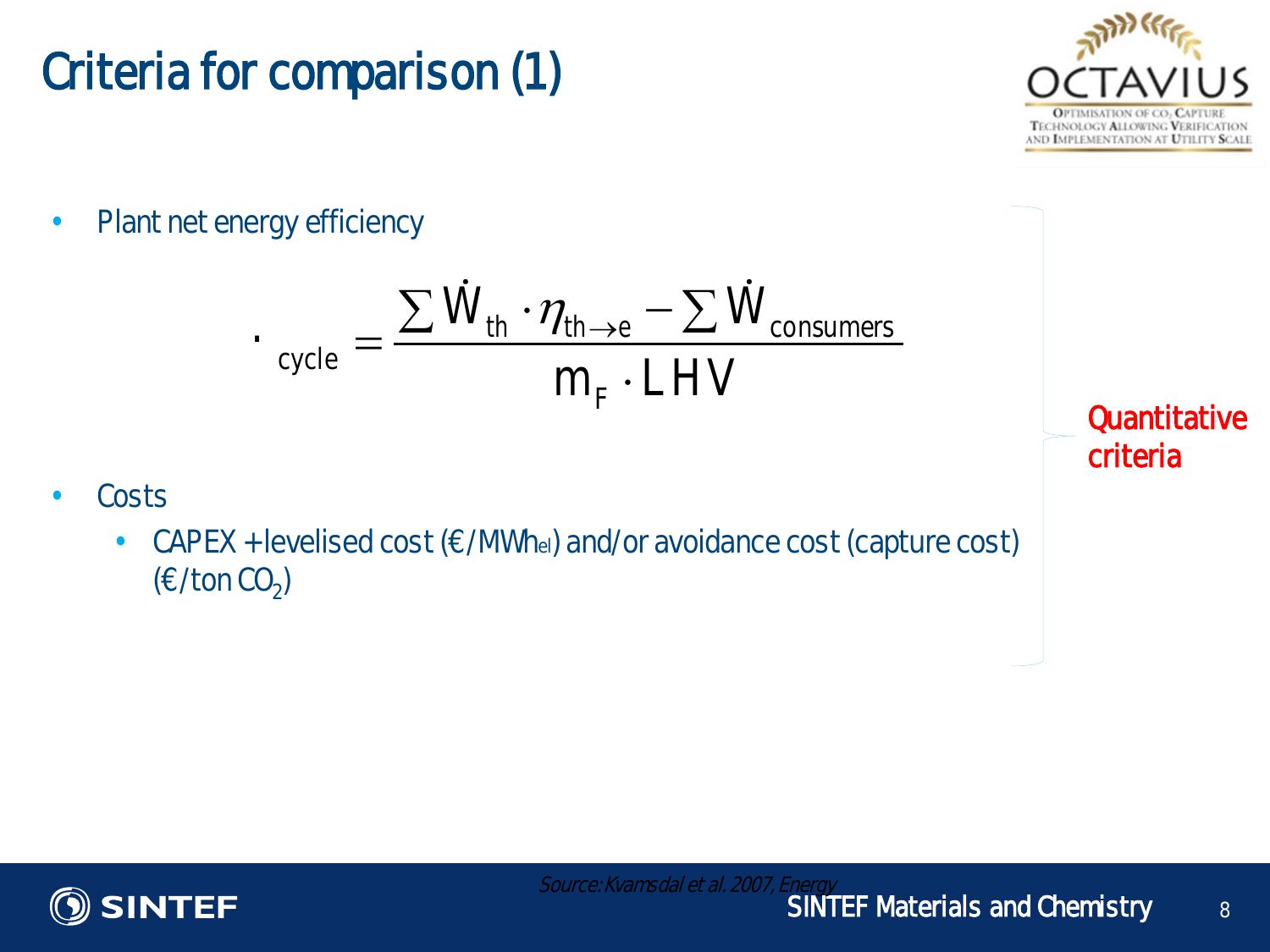# Criteria for comparison (1)

- Plant net energy efficiency

$$\cdot_{cycle} = \frac{\sum \dot{W}_{th} \cdot \eta_{th \to e} - \sum \dot{W}_{consumers}}{m_F \cdot LHV}$$

- Costs
  - CAPEX + levelised cost (€/$MWh_{el}$) and/or avoidance cost (capture cost) (€/ton $CO_2$)

Quantitative criteria

*Source: Kvamsdal et al. 2007, Energy*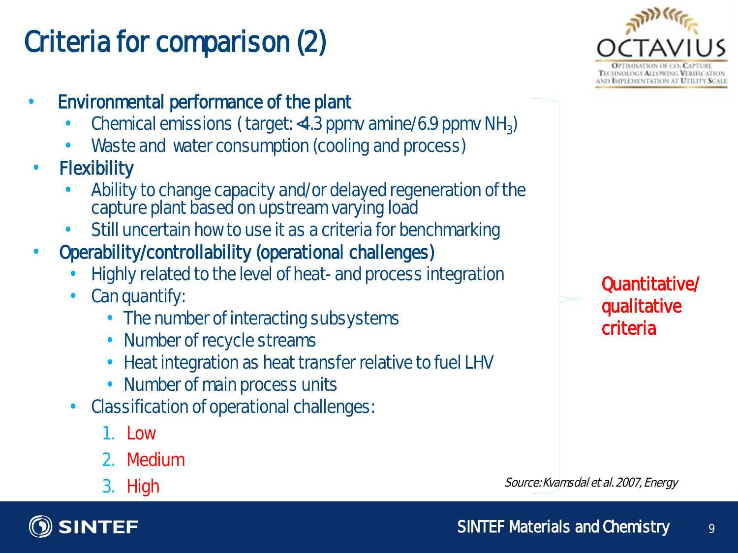# Criteria for comparison (2)

- Environmental performance of the plant
  - Chemical emissions ( target: <4.3 ppmv amine/6.9 ppmv $NH_3$)
  - Waste and water consumption (cooling and process)
- Flexibility
  - Ability to change capacity and/or delayed regeneration of the capture plant based on upstream varying load
  - Still uncertain how to use it as a criteria for benchmarking
- Operability/controllability (operational challenges)
  - Highly related to the level of heat- and process integration
  - Can quantify:
    - The number of interacting subsystems
    - Number of recycle streams
    - Heat integration as heat transfer relative to fuel LHV
    - Number of main process units
  - Classification of operational challenges:
    1. Low
    2. Medium
    3. High

Quantitative/ qualitative criteria

*Source: Kvamsdal et al. 2007, Energy*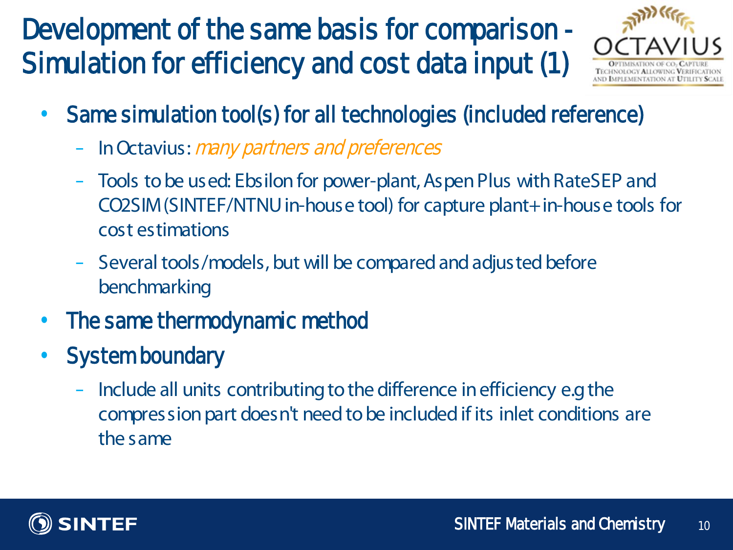# Development of the same basis for comparison - Simulation for efficiency and cost data input (1)

- **Same simulation tool(s) for all technologies (included reference)**
  - In Octavius: *many partners and preferences*
  - Tools to be used: Ebsilon for power-plant, Aspen Plus with RateSEP and CO2SIM (SINTEF/NTNU in-house tool) for capture plant+ in-house tools for cost estimations
  - Several tools/models, but will be compared and adjusted before benchmarking
- **The same thermodynamic method**
- **System boundary**
  - Include all units contributing to the difference in efficiency e.g the compression part doesn't need to be included if its inlet conditions are the same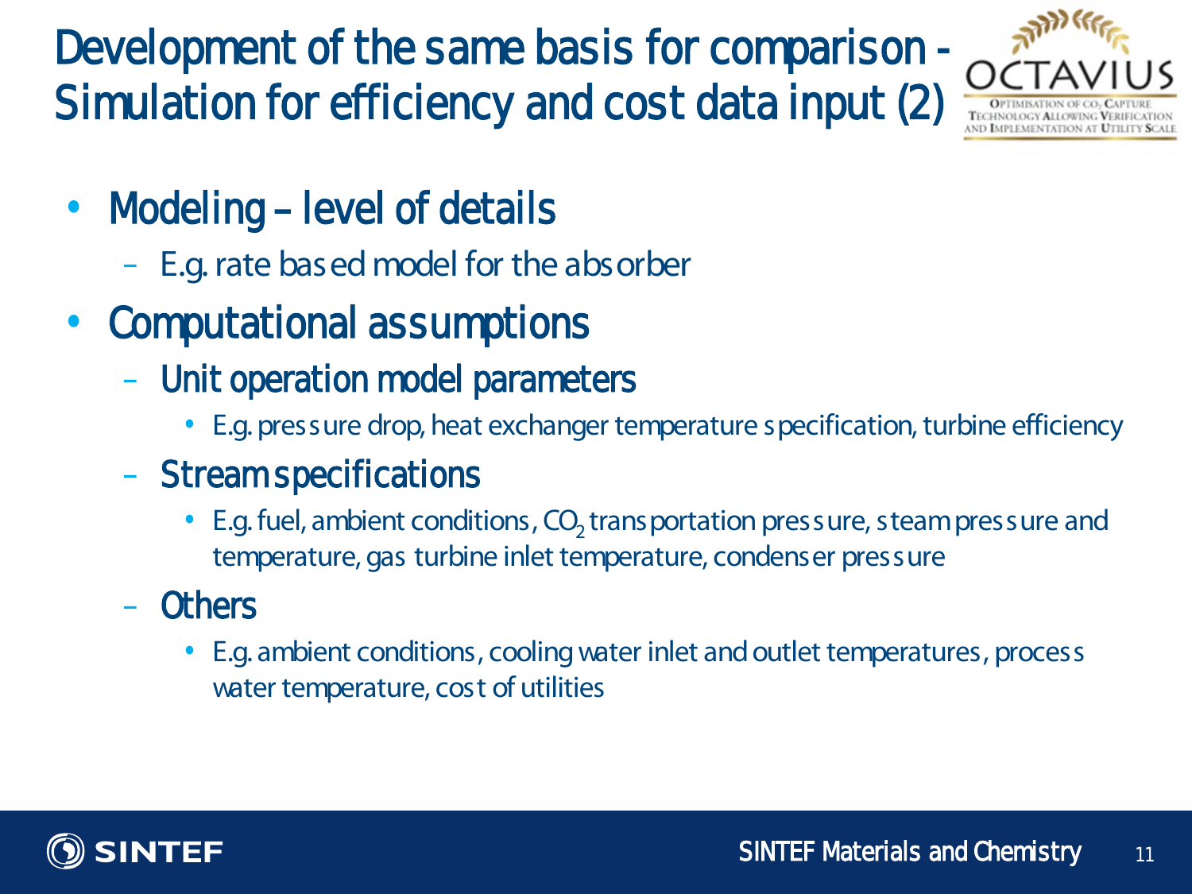# Development of the same basis for comparison - Simulation for efficiency and cost data input (2)

- Modeling – level of details
  - E.g. rate based model for the absorber
- Computational assumptions
  - Unit operation model parameters
    - E.g. pressure drop, heat exchanger temperature specification, turbine efficiency
  - Stream specifications
    - E.g. fuel, ambient conditions, $CO_2$ transportation pressure, steam pressure and temperature, gas turbine inlet temperature, condenser pressure
  - Others
    - E.g. ambient conditions, cooling water inlet and outlet temperatures, process water temperature, cost of utilities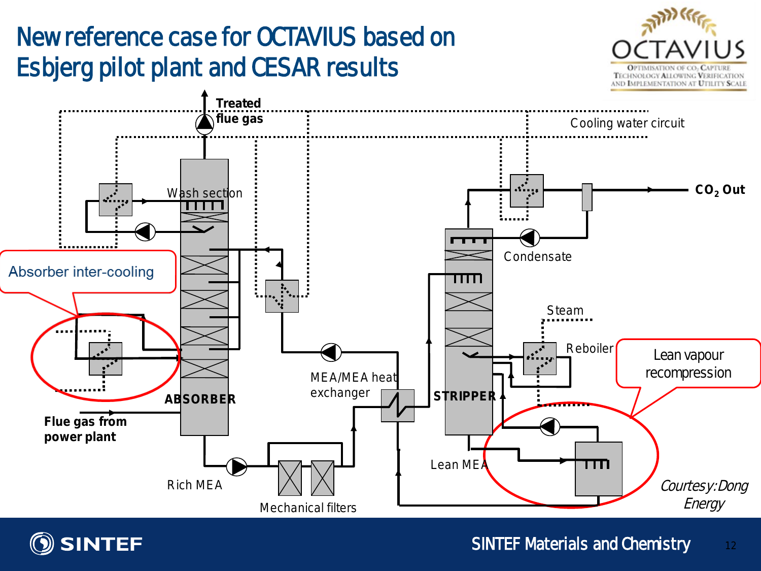# New reference case for OCTAVIUS based on Esbjerg pilot plant and CESAR results

Absorber inter-cooling

Lean vapour recompression

Treated flue gas

Cooling water circuit

Wash section

$CO_2$ Out

Condensate

Steam

Reboiler

MEA/MEA heat exchanger

ABSORBER

STRIPPER

Flue gas from power plant

Lean MEA

Rich MEA

Mechanical filters

*Courtesy: Dong Energy*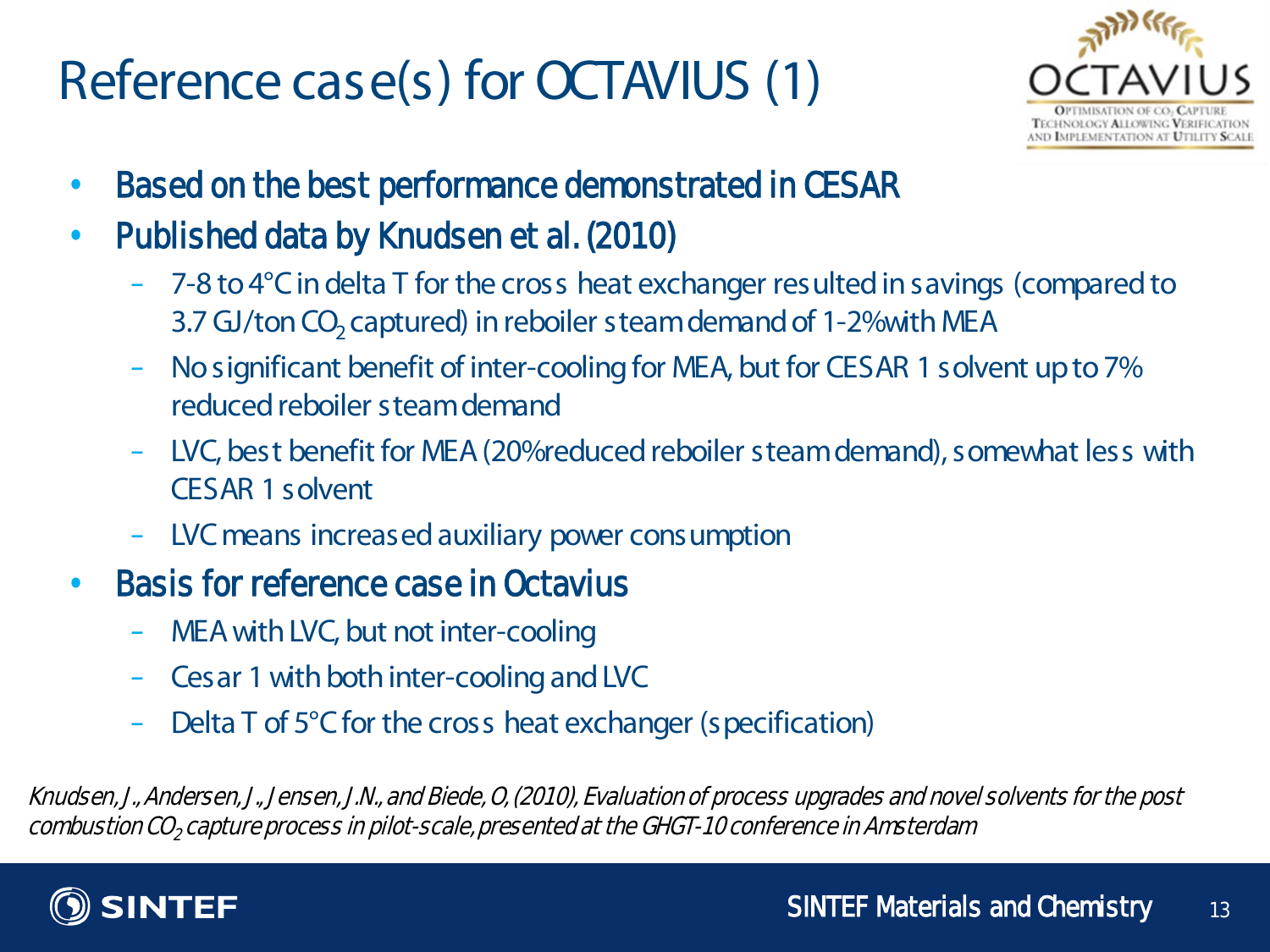# Reference case(s) for OCTAVIUS (1)

- Based on the best performance demonstrated in CESAR
- Published data by Knudsen et al. (2010)
  - 7-8 to 4°C in delta T for the cross heat exchanger resulted in savings (compared to 3.7 GJ/ton $CO_2$ captured) in reboiler steam demand of 1-2% with MEA
  - No significant benefit of inter-cooling for MEA, but for CESAR 1 solvent up to 7% reduced reboiler steam demand
  - LVC, best benefit for MEA (20% reduced reboiler steam demand), somewhat less with CESAR 1 solvent
  - LVC means increased auxiliary power consumption
- Basis for reference case in Octavius
  - MEA with LVC, but not inter-cooling
  - Cesar 1 with both inter-cooling and LVC
  - Delta T of 5°C for the cross heat exchanger (specification)

*Knudsen, J., Andersen, J., Jensen, J.N., and Biede, O, (2010), Evaluation of process upgrades and novel solvents for the post combustion $CO_2$ capture process in pilot-scale, presented at the GHGT-10 conference in Amsterdam*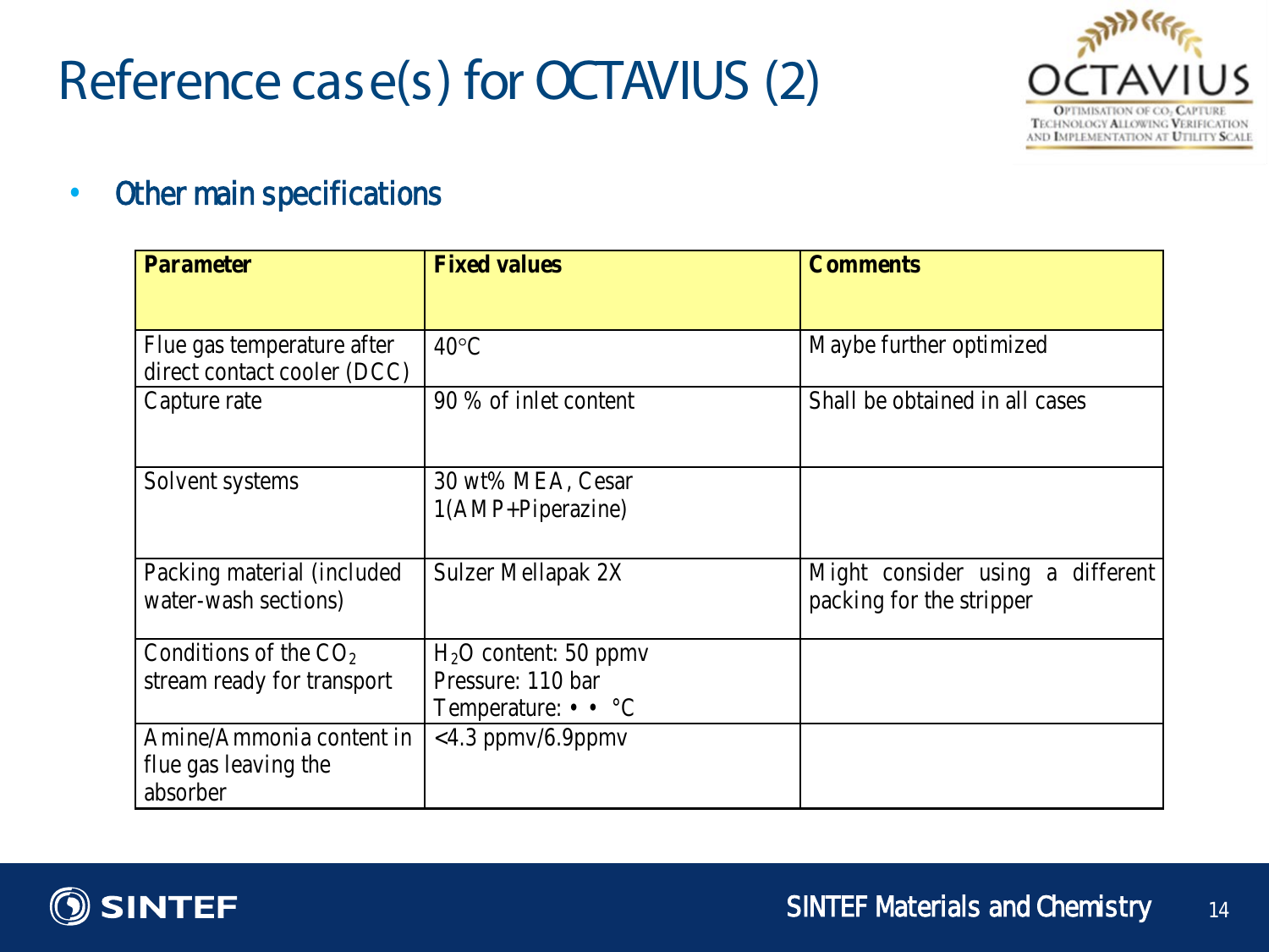# Reference case(s) for OCTAVIUS (2)

- Other main specifications

| Parameter | Fixed values | Comments |
|---|---|---|
| Flue gas temperature after direct contact cooler (DCC) | 40°C | Maybe further optimized |
| Capture rate | 90 % of inlet content | Shall be obtained in all cases |
| Solvent systems | 30 wt% MEA, Cesar 1(AMP+Piperazine) | |
| Packing material (included water-wash sections) | Sulzer Mellapak 2X | Might consider using a different packing for the stripper |
| Conditions of the $CO_2$ stream ready for transport | $H_2O$ content: 50 ppmv<br>Pressure: 110 bar<br>Temperature: • • °C | |
| Amine/Ammonia content in flue gas leaving the absorber | <4.3 ppmv/6.9ppmv | |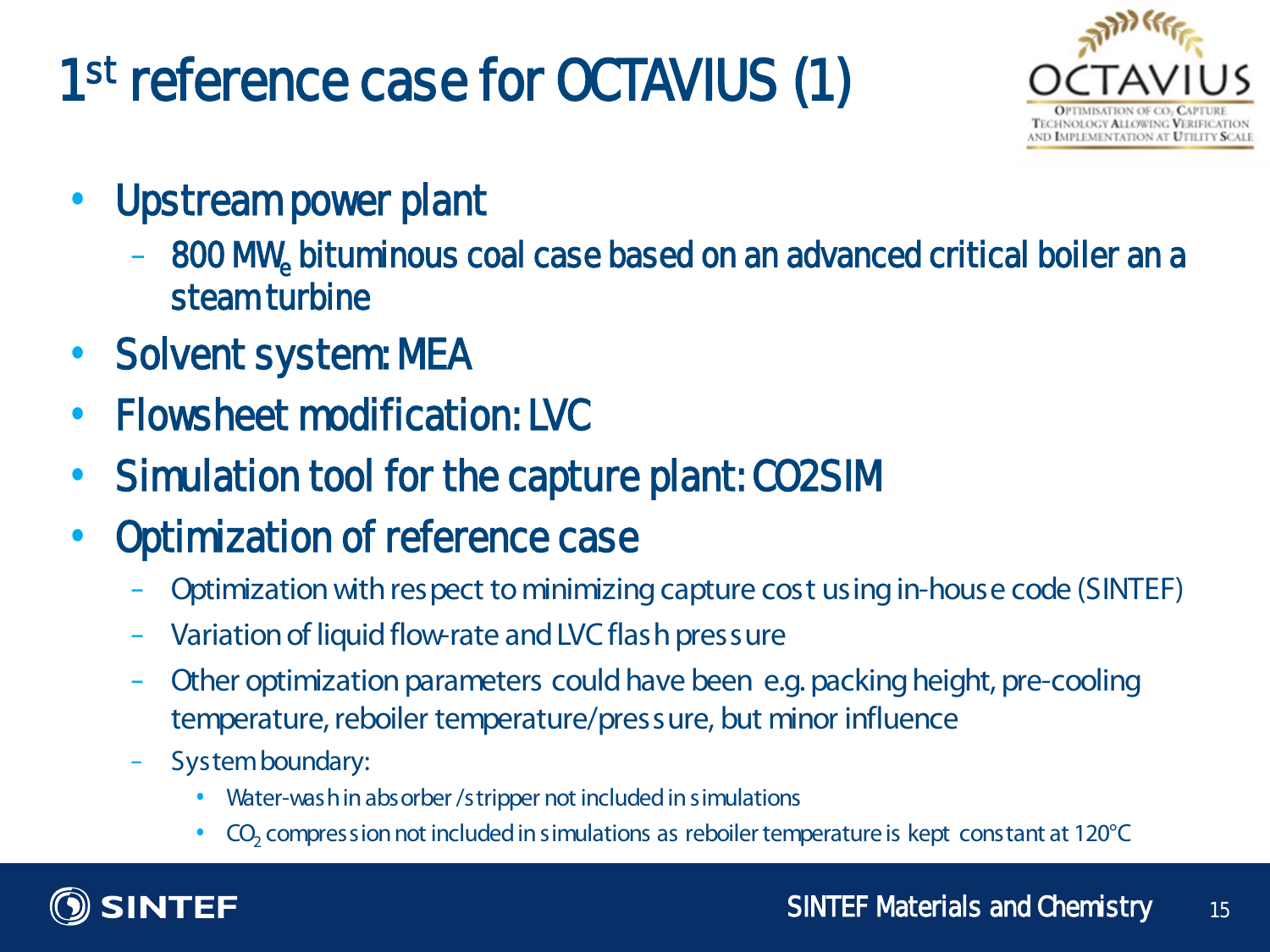# 1st reference case for OCTAVIUS (1)

- Upstream power plant
  - 800 $MW_e$ bituminous coal case based on an advanced critical boiler an a steam turbine
- Solvent system: MEA
- Flowsheet modification: LVC
- Simulation tool for the capture plant: CO2SIM
- Optimization of reference case
  - Optimization with respect to minimizing capture cost using in-house code (SINTEF)
  - Variation of liquid flow-rate and LVC flash pressure
  - Other optimization parameters could have been e.g. packing height, pre-cooling temperature, reboiler temperature/pressure, but minor influence
  - System boundary:
    - Water-wash in absorber /stripper not included in simulations
    - $CO_2$ compression not included in simulations as reboiler temperature is kept constant at 120°C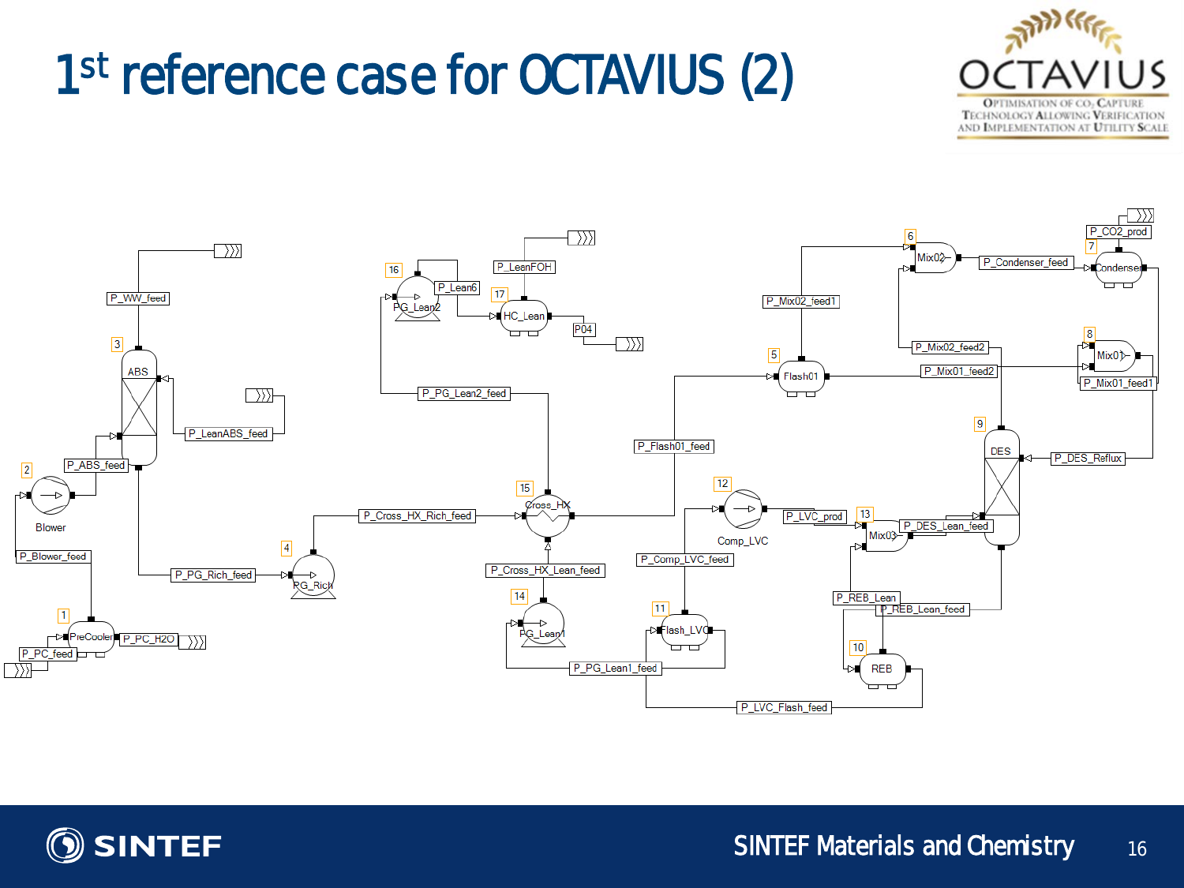# 1st reference case for OCTAVIUS (2)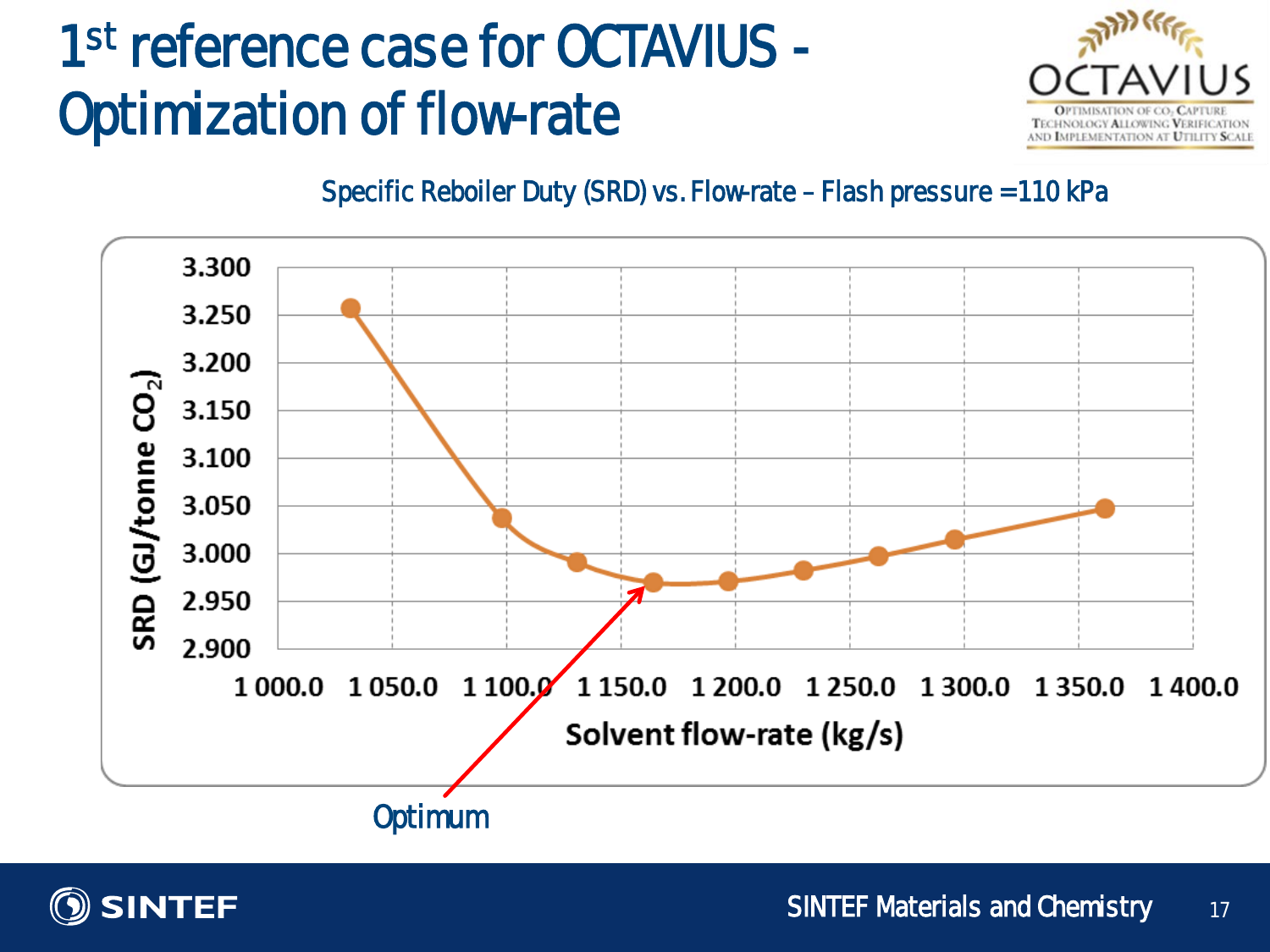# 1st reference case for OCTAVIUS - Optimization of flow-rate

Specific Reboiler Duty (SRD) vs. Flow-rate – Flash pressure =110 kPa

SRD (GJ/tonne $CO_2$)

3.300
3.250
3.200
3.150
3.100
3.050
3.000
2.950
2.900

1 000.0 1 050.0 1 100.0 1 150.0 1 200.0 1 250.0 1 300.0 1 350.0 1 400.0

Solvent flow-rate (kg/s)

Optimum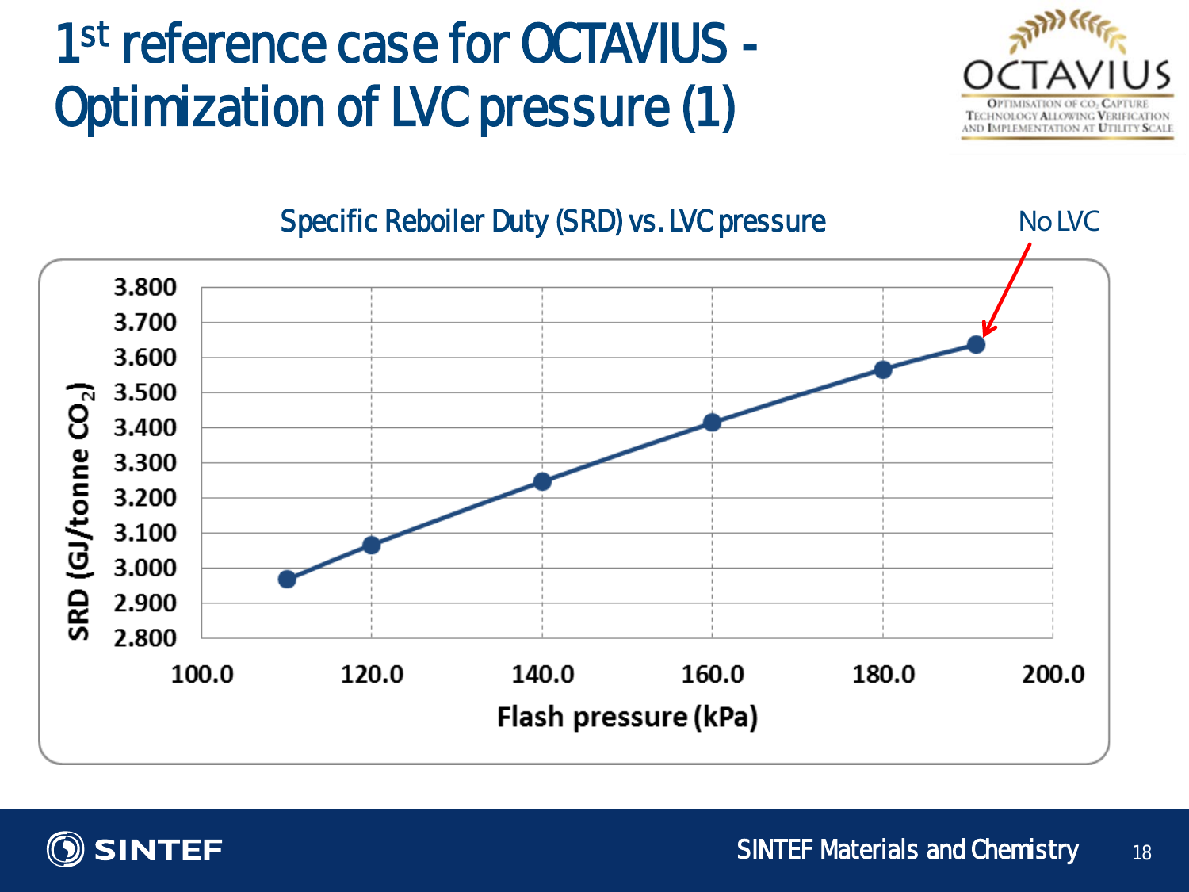# 1st reference case for OCTAVIUS - Optimization of LVC pressure (1)

Specific Reboiler Duty (SRD) vs. LVC pressure

No LVC

| Flash pressure (kPa) | SRD (GJ/tonne $CO_2$) |
|---|---|
| 110.0 | 2.970 |
| 120.0 | 3.065 |
| 140.0 | 3.245 |
| 160.0 | 3.415 |
| 180.0 | 3.565 |
| 191.0 | 3.635 |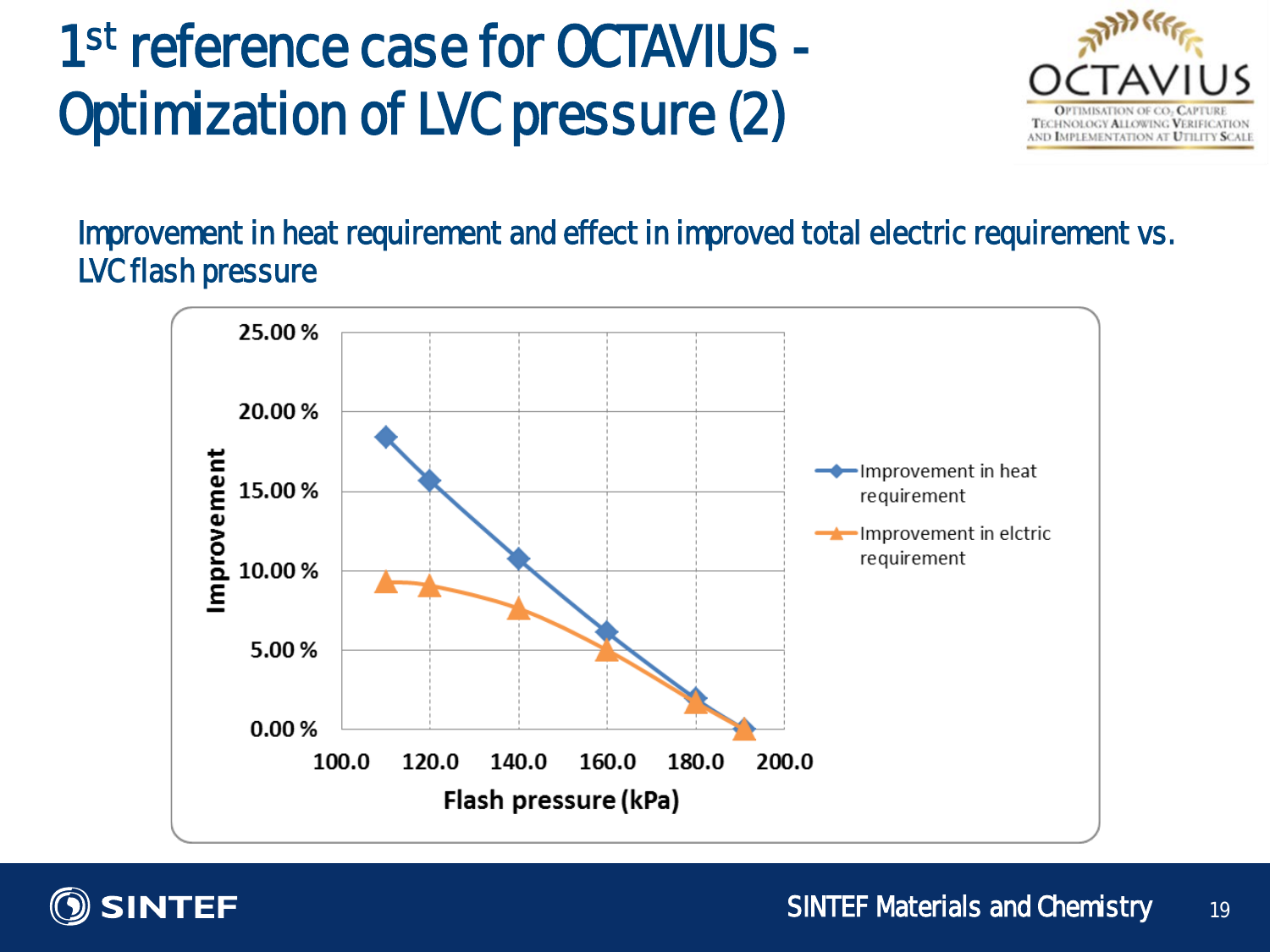# 1st reference case for OCTAVIUS - Optimization of LVC pressure (2)

Improvement in heat requirement and effect in improved total electric requirement vs. LVC flash pressure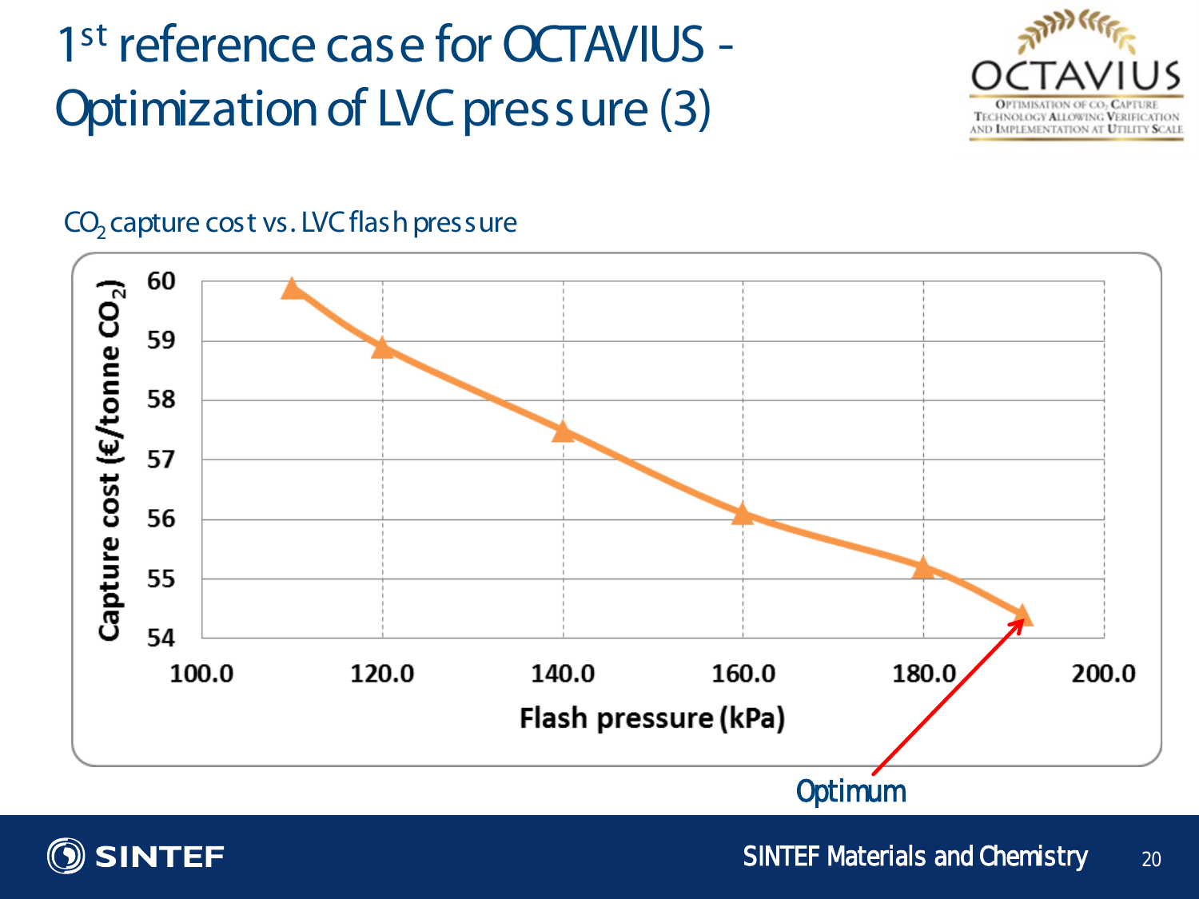# 1st reference case for OCTAVIUS - Optimization of LVC pressure (3)

$CO_2$ capture cost vs. LVC flash pressure

Capture cost (€/tonne $CO_2$)

Flash pressure (kPa)

Optimum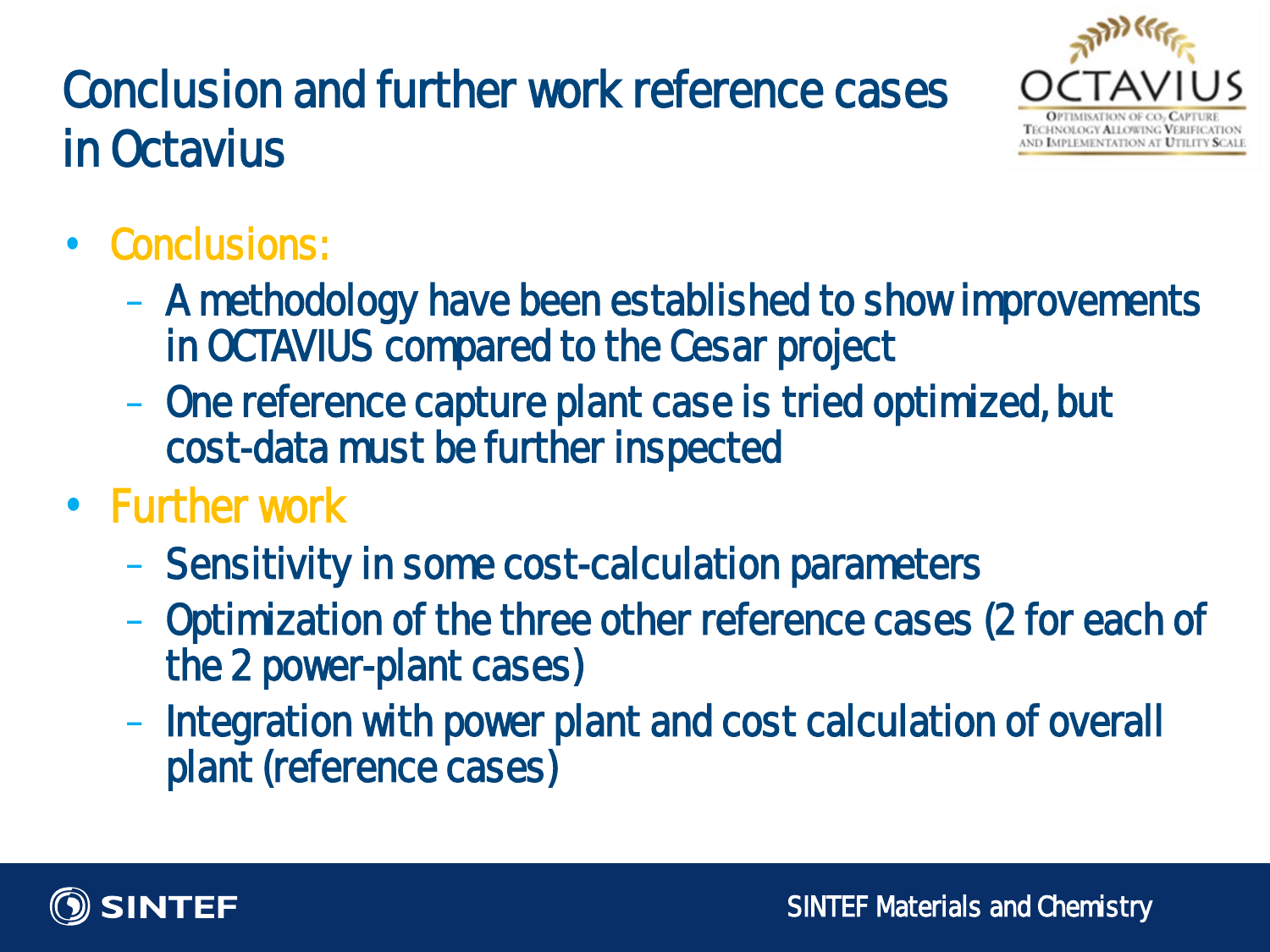# Conclusion and further work reference cases in Octavius

- Conclusions:
  - A methodology have been established to show improvements in OCTAVIUS compared to the Cesar project
  - One reference capture plant case is tried optimized, but cost-data must be further inspected
- Further work
  - Sensitivity in some cost-calculation parameters
  - Optimization of the three other reference cases (2 for each of the 2 power-plant cases)
  - Integration with power plant and cost calculation of overall plant (reference cases)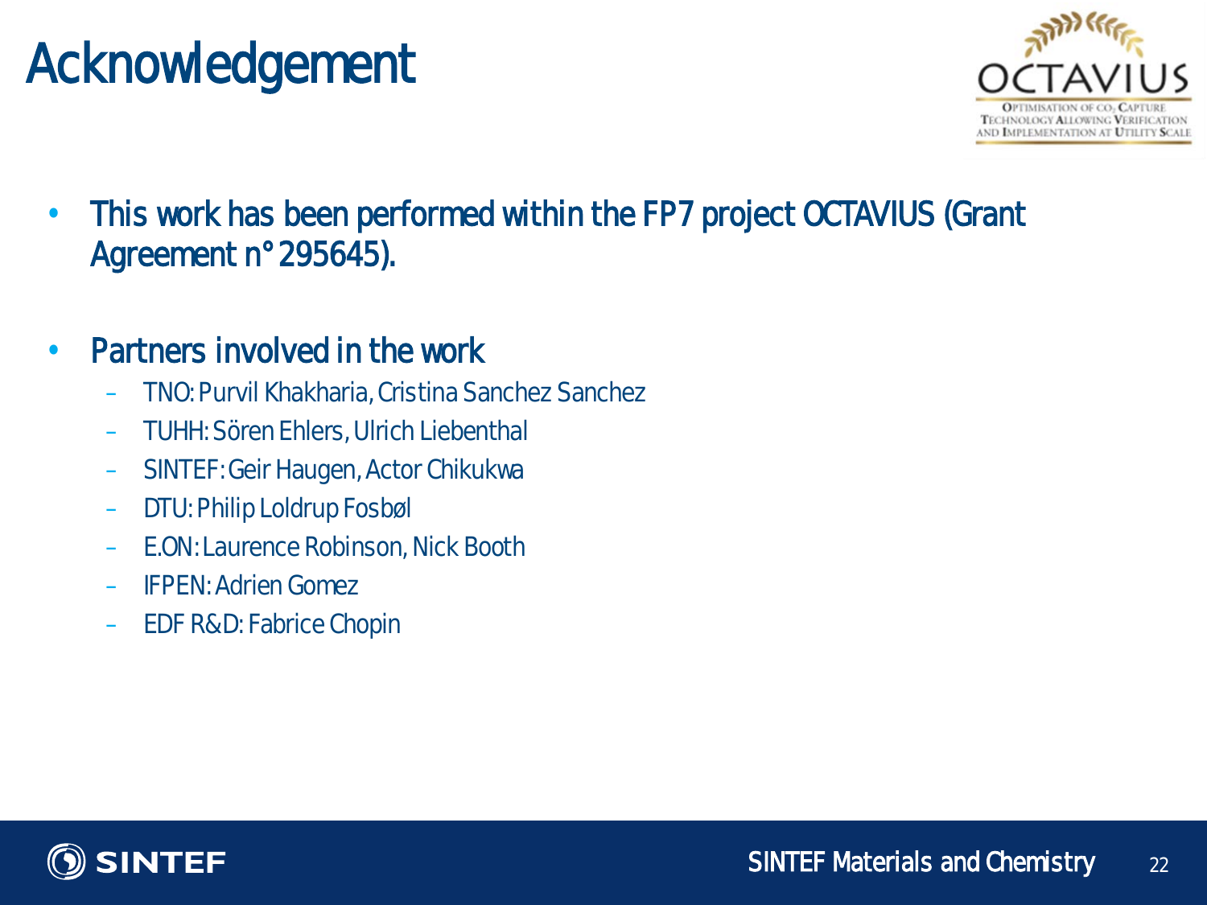# Acknowledgement

OCTAVIUS

OPTIMISATION OF $CO_2$ CAPTURE TECHNOLOGY ALLOWING VERIFICATION AND IMPLEMENTATION AT UTILITY SCALE

- This work has been performed within the FP7 project OCTAVIUS (Grant Agreement n° 295645).
- Partners involved in the work
  - TNO: Purvil Khakharia, Cristina Sanchez Sanchez
  - TUHH: Sören Ehlers, Ulrich Liebenthal
  - SINTEF: Geir Haugen, Actor Chikukwa
  - DTU: Philip Loldrup Fosbøl
  - E.ON: Laurence Robinson, Nick Booth
  - IFPEN: Adrien Gomez
  - EDF R&D: Fabrice Chopin

SINTEF Materials and Chemistry